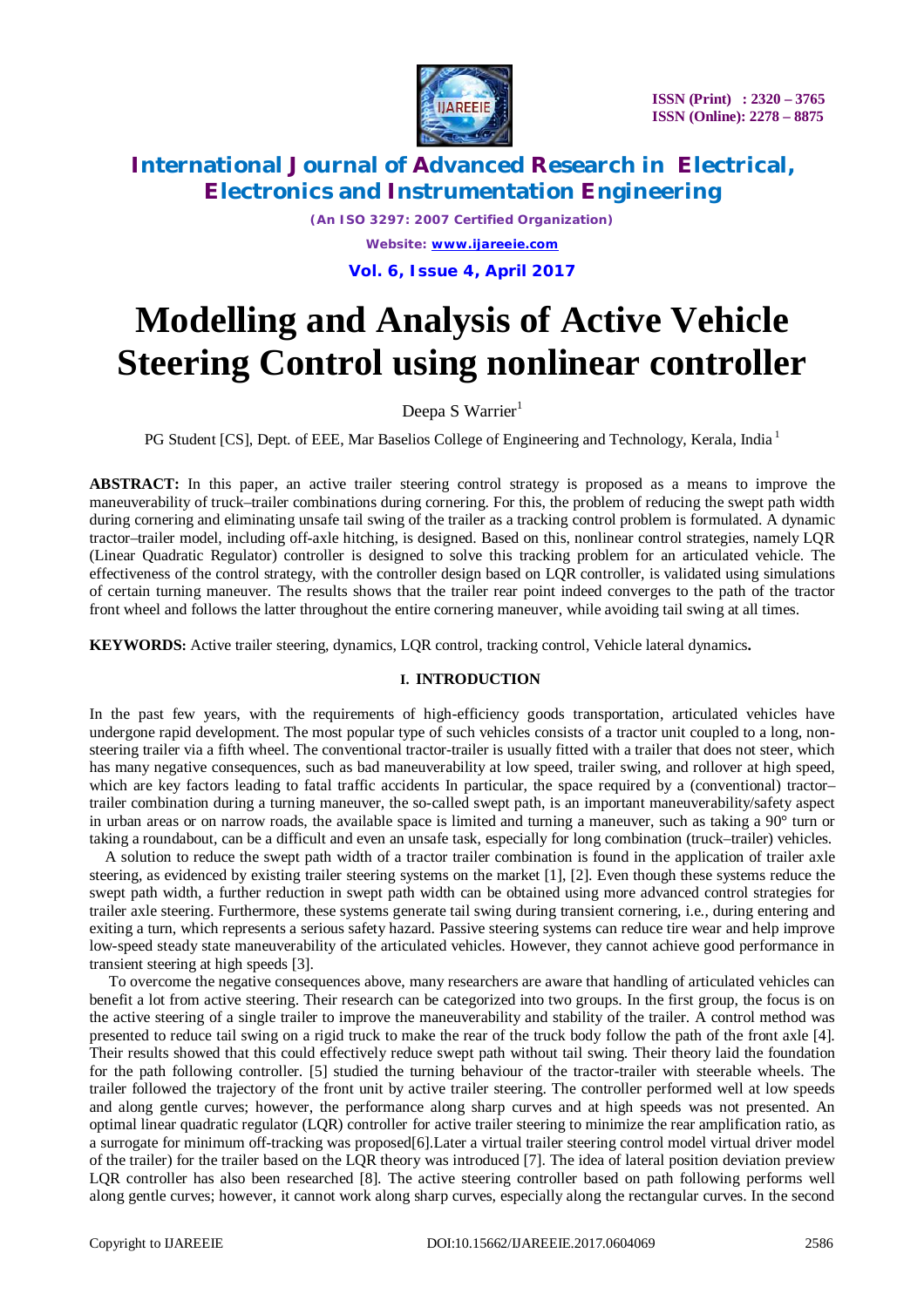# Modelling and Analysis of Active Vehicle Steering Control using nonlinear controller

Deepa S Warrier[1]

PG Student [CS], Dept. of EEE, Mar Baselios College of Engineering and Technology, Kerala, India [1]

**ABSTRACT:** In this paper, an active trailer steering control strategy is proposed as a means to improve the maneuverability of truck–trailer combinations during cornering. For this, the problem of reducing the swept path width during cornering and eliminating unsafe tail swing of the trailer as a tracking control problem is formulated. A dynamic tractor–trailer model, including off-axle hitching, is designed. Based on this, nonlinear control strategies, namely LQR (Linear Quadratic Regulator) controller is designed to solve this tracking problem for an articulated vehicle. The effectiveness of the control strategy, with the controller design based on LQR controller, is validated using simulations of certain turning maneuver. The results shows that the trailer rear point indeed converges to the path of the tractor front wheel and follows the latter throughout the entire cornering maneuver, while avoiding tail swing at all times.

**KEYWORDS:** Active trailer steering, dynamics, LQR control, tracking control, Vehicle lateral dynamics**.**

## I. INTRODUCTION

In the past few years, with the requirements of high-efficiency goods transportation, articulated vehicles have undergone rapid development. The most popular type of such vehicles consists of a tractor unit coupled to a long, non-steering trailer via a fifth wheel. The conventional tractor-trailer is usually fitted with a trailer that does not steer, which has many negative consequences, such as bad maneuverability at low speed, trailer swing, and rollover at high speed, which are key factors leading to fatal traffic accidents In particular, the space required by a (conventional) tractor–trailer combination during a turning maneuver, the so-called swept path, is an important maneuverability/safety aspect in urban areas or on narrow roads, the available space is limited and turning a maneuver, such as taking a 90° turn or taking a roundabout, can be a difficult and even an unsafe task, especially for long combination (truck–trailer) vehicles.

A solution to reduce the swept path width of a tractor trailer combination is found in the application of trailer axle steering, as evidenced by existing trailer steering systems on the market [1], [2]. Even though these systems reduce the swept path width, a further reduction in swept path width can be obtained using more advanced control strategies for trailer axle steering. Furthermore, these systems generate tail swing during transient cornering, i.e., during entering and exiting a turn, which represents a serious safety hazard. Passive steering systems can reduce tire wear and help improve low-speed steady state maneuverability of the articulated vehicles. However, they cannot achieve good performance in transient steering at high speeds [3].

To overcome the negative consequences above, many researchers are aware that handling of articulated vehicles can benefit a lot from active steering. Their research can be categorized into two groups. In the first group, the focus is on the active steering of a single trailer to improve the maneuverability and stability of the trailer. A control method was presented to reduce tail swing on a rigid truck to make the rear of the truck body follow the path of the front axle [4]. Their results showed that this could effectively reduce swept path without tail swing. Their theory laid the foundation for the path following controller. [5] studied the turning behaviour of the tractor-trailer with steerable wheels. The trailer followed the trajectory of the front unit by active trailer steering. The controller performed well at low speeds and along gentle curves; however, the performance along sharp curves and at high speeds was not presented. An optimal linear quadratic regulator (LQR) controller for active trailer steering to minimize the rear amplification ratio, as a surrogate for minimum off-tracking was proposed[6].Later a virtual trailer steering control model virtual driver model of the trailer) for the trailer based on the LQR theory was introduced [7]. The idea of lateral position deviation preview LQR controller has also been researched [8]. The active steering controller based on path following performs well along gentle curves; however, it cannot work along sharp curves, especially along the rectangular curves. In the second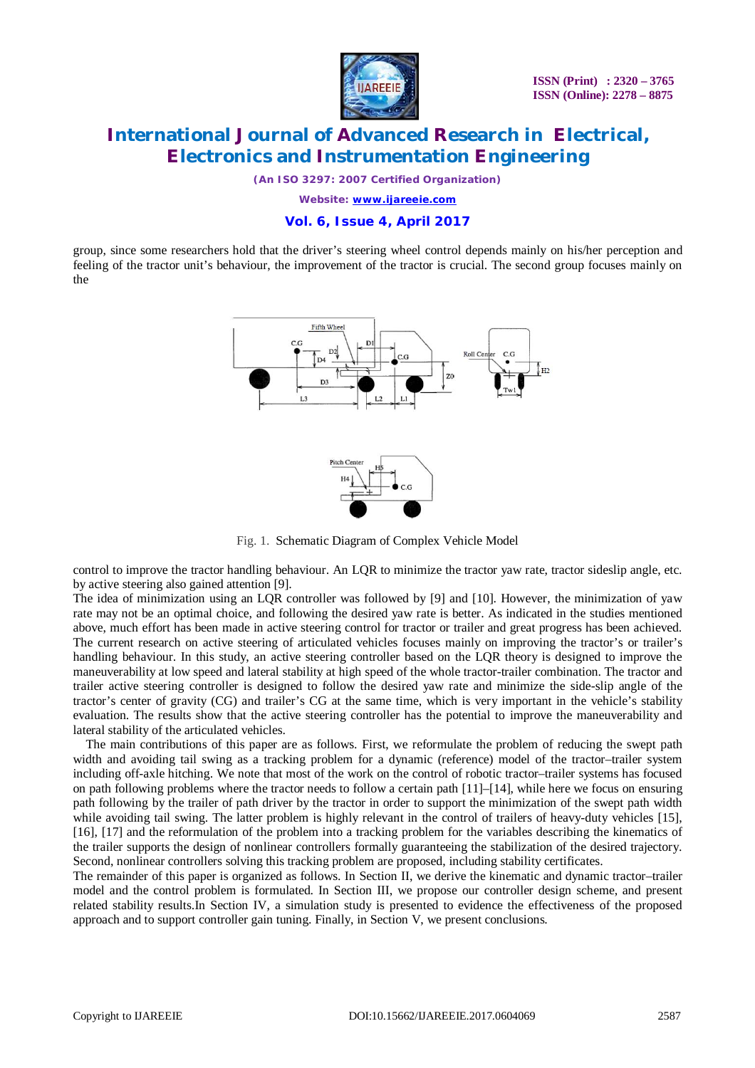group, since some researchers hold that the driver's steering wheel control depends mainly on his/her perception and feeling of the tractor unit's behaviour, the improvement of the tractor is crucial. The second group focuses mainly on the

Fig. 1. Schematic Diagram of Complex Vehicle Model

control to improve the tractor handling behaviour. An LQR to minimize the tractor yaw rate, tractor sideslip angle, etc. by active steering also gained attention [9].

The idea of minimization using an LQR controller was followed by [9] and [10]. However, the minimization of yaw rate may not be an optimal choice, and following the desired yaw rate is better. As indicated in the studies mentioned above, much effort has been made in active steering control for tractor or trailer and great progress has been achieved. The current research on active steering of articulated vehicles focuses mainly on improving the tractor's or trailer's handling behaviour. In this study, an active steering controller based on the LQR theory is designed to improve the maneuverability at low speed and lateral stability at high speed of the whole tractor-trailer combination. The tractor and trailer active steering controller is designed to follow the desired yaw rate and minimize the side-slip angle of the tractor's center of gravity (CG) and trailer's CG at the same time, which is very important in the vehicle's stability evaluation. The results show that the active steering controller has the potential to improve the maneuverability and lateral stability of the articulated vehicles.

The main contributions of this paper are as follows. First, we reformulate the problem of reducing the swept path width and avoiding tail swing as a tracking problem for a dynamic (reference) model of the tractor–trailer system including off-axle hitching. We note that most of the work on the control of robotic tractor–trailer systems has focused on path following problems where the tractor needs to follow a certain path [11]–[14], while here we focus on ensuring path following by the trailer of path driver by the tractor in order to support the minimization of the swept path width while avoiding tail swing. The latter problem is highly relevant in the control of trailers of heavy-duty vehicles [15], [16], [17] and the reformulation of the problem into a tracking problem for the variables describing the kinematics of the trailer supports the design of nonlinear controllers formally guaranteeing the stabilization of the desired trajectory. Second, nonlinear controllers solving this tracking problem are proposed, including stability certificates.

The remainder of this paper is organized as follows. In Section II, we derive the kinematic and dynamic tractor–trailer model and the control problem is formulated. In Section III, we propose our controller design scheme, and present related stability results.In Section IV, a simulation study is presented to evidence the effectiveness of the proposed approach and to support controller gain tuning. Finally, in Section V, we present conclusions.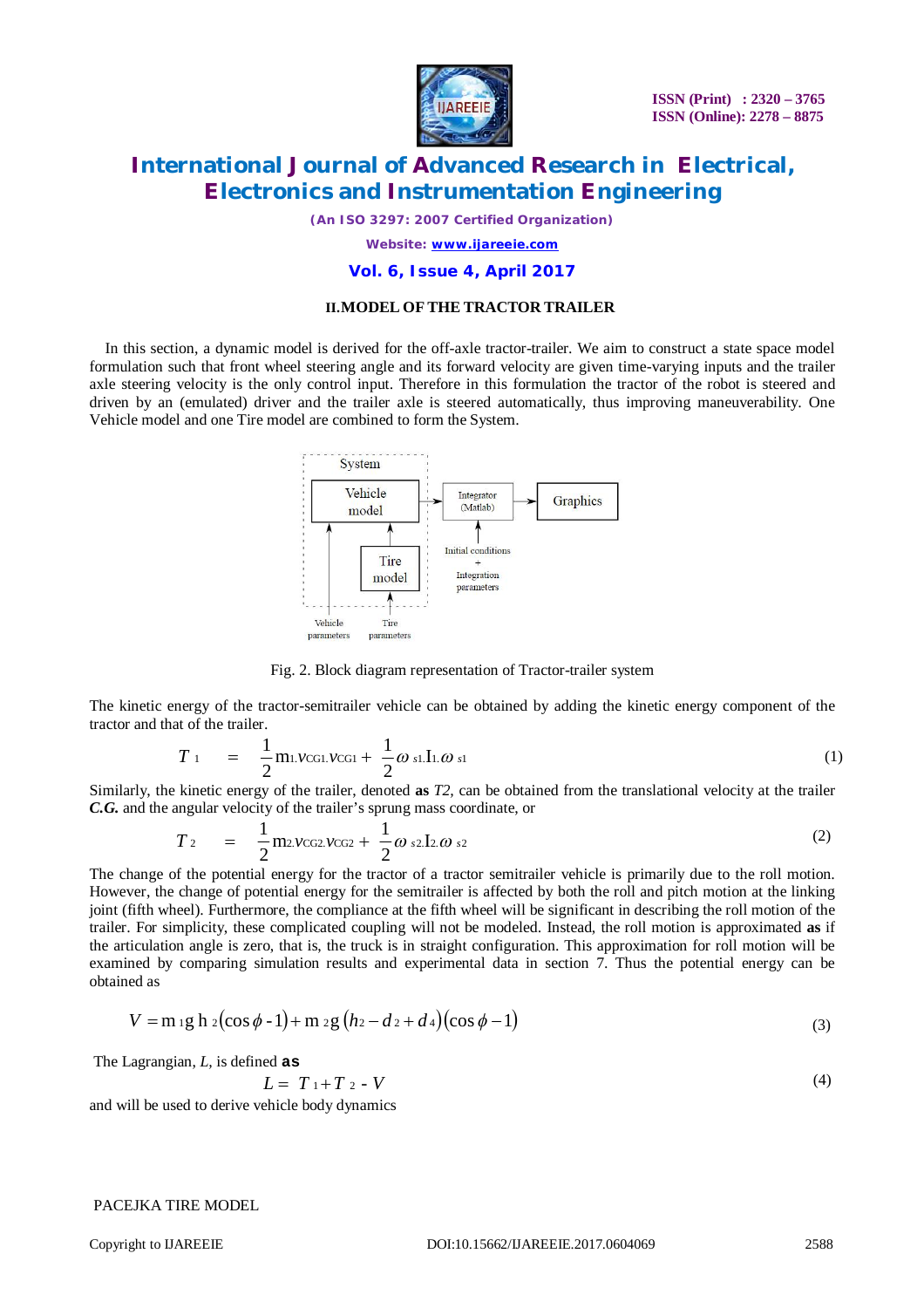## II.MODEL OF THE TRACTOR TRAILER

In this section, a dynamic model is derived for the off-axle tractor-trailer. We aim to construct a state space model formulation such that front wheel steering angle and its forward velocity are given time-varying inputs and the trailer axle steering velocity is the only control input. Therefore in this formulation the tractor of the robot is steered and driven by an (emulated) driver and the trailer axle is steered automatically, thus improving maneuverability. One Vehicle model and one Tire model are combined to form the System.

System

Vehicle model

Tire model

Integrator (Matlab)

Graphics

Initial conditions + Integration parameters

Vehicle parameters

Tire parameters

Fig. 2. Block diagram representation of Tractor-trailer system

The kinetic energy of the tractor-semitrailer vehicle can be obtained by adding the kinetic energy component of the tractor and that of the trailer.

$$T_1 = \frac{1}{2}\mathrm{m}_1.v_{CG1}.v_{CG1} + \frac{1}{2}\omega_{s1}.\mathrm{I}_1.\omega_{s1} \tag{1}$$

Similarly, the kinetic energy of the trailer, denoted **as** *T2*, can be obtained from the translational velocity at the trailer ***C.G.*** and the angular velocity of the trailer's sprung mass coordinate, or

$$T_2 = \frac{1}{2}\mathrm{m}_2.v_{CG2}.v_{CG2} + \frac{1}{2}\omega_{s2}.\mathrm{I}_2.\omega_{s2} \tag{2}$$

The change of the potential energy for the tractor of a tractor semitrailer vehicle is primarily due to the roll motion. However, the change of potential energy for the semitrailer is affected by both the roll and pitch motion at the linking joint (fifth wheel). Furthermore, the compliance at the fifth wheel will be significant in describing the roll motion of the trailer. For simplicity, these complicated coupling will not be modeled. Instead, the roll motion is approximated **as** if the articulation angle is zero, that is, the truck is in straight configuration. This approximation for roll motion will be examined by comparing simulation results and experimental data in section 7. Thus the potential energy can be obtained as

$$V = \mathrm{m}_1 g\, \mathrm{h}_2(\cos\phi - 1) + \mathrm{m}_2 g\,(h_2 - d_2 + d_4)(\cos\phi - 1) \tag{3}$$

The Lagrangian, *L*, is defined **as**

$$L = T_1 + T_2 - V \tag{4}$$

and will be used to derive vehicle body dynamics

PACEJKA TIRE MODEL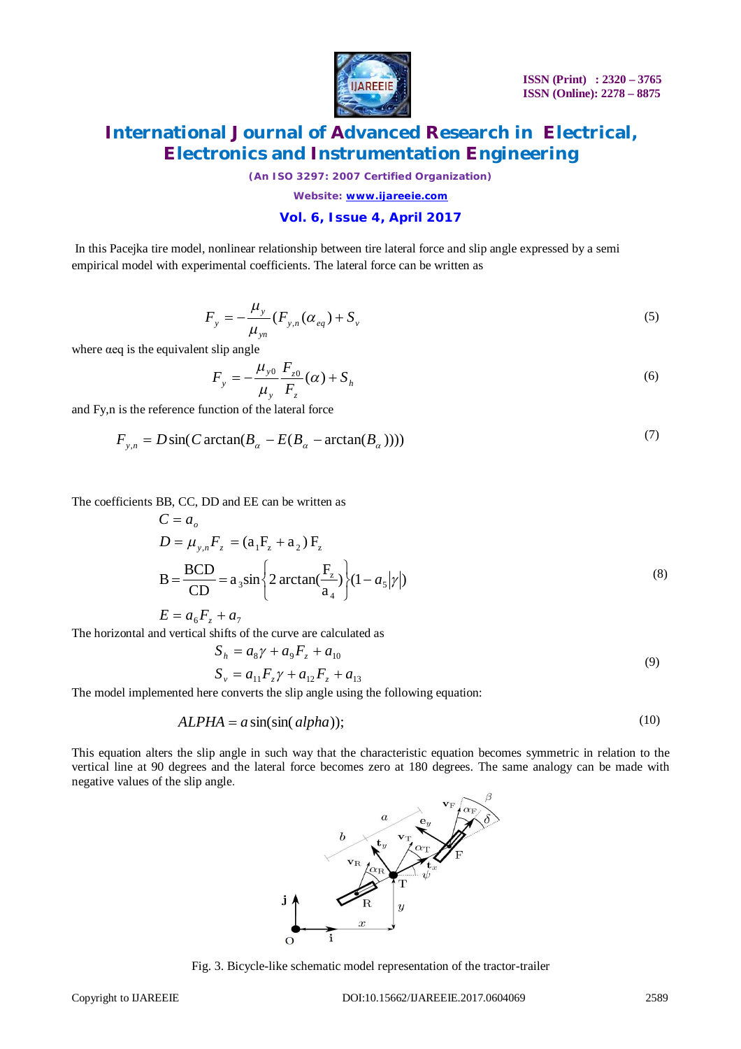In this Pacejka tire model, nonlinear relationship between tire lateral force and slip angle expressed by a semi empirical model with experimental coefficients. The lateral force can be written as

$$F_y = -\frac{\mu_y}{\mu_{yn}}(F_{y,n}(\alpha_{eq}) + S_v \tag{5}$$

where αeq is the equivalent slip angle

$$F_y = -\frac{\mu_{y0}}{\mu_y}\frac{F_{z0}}{F_z}(\alpha) + S_h \tag{6}$$

and Fy,n is the reference function of the lateral force

$$F_{y,n} = D\sin(C\arctan(B_\alpha - E(B_\alpha - \arctan(B_\alpha)))) \tag{7}$$

The coefficients BB, CC, DD and EE can be written as

$$\begin{aligned}
C &= a_o \\
D &= \mu_{y,n}F_z = (\mathrm{a}_1\mathrm{F}_z + \mathrm{a}_2)\,\mathrm{F}_z \\
\mathrm{B} &= \frac{\mathrm{BCD}}{\mathrm{CD}} = \mathrm{a}_3\sin\left\{2\arctan(\frac{\mathrm{F}_z}{\mathrm{a}_4})\right\}(1 - a_5|\gamma|) \\
E &= a_6F_z + a_7
\end{aligned} \tag{8}$$

The horizontal and vertical shifts of the curve are calculated as

$$\begin{aligned}
S_h &= a_8\gamma + a_9F_z + a_{10} \\
S_v &= a_{11}F_z\gamma + a_{12}F_z + a_{13}
\end{aligned} \tag{9}$$

The model implemented here converts the slip angle using the following equation:

$$ALPHA = a\sin(\sin(alpha)); \tag{10}$$

This equation alters the slip angle in such way that the characteristic equation becomes symmetric in relation to the vertical line at 90 degrees and the lateral force becomes zero at 180 degrees. The same analogy can be made with negative values of the slip angle.

Fig. 3. Bicycle-like schematic model representation of the tractor-trailer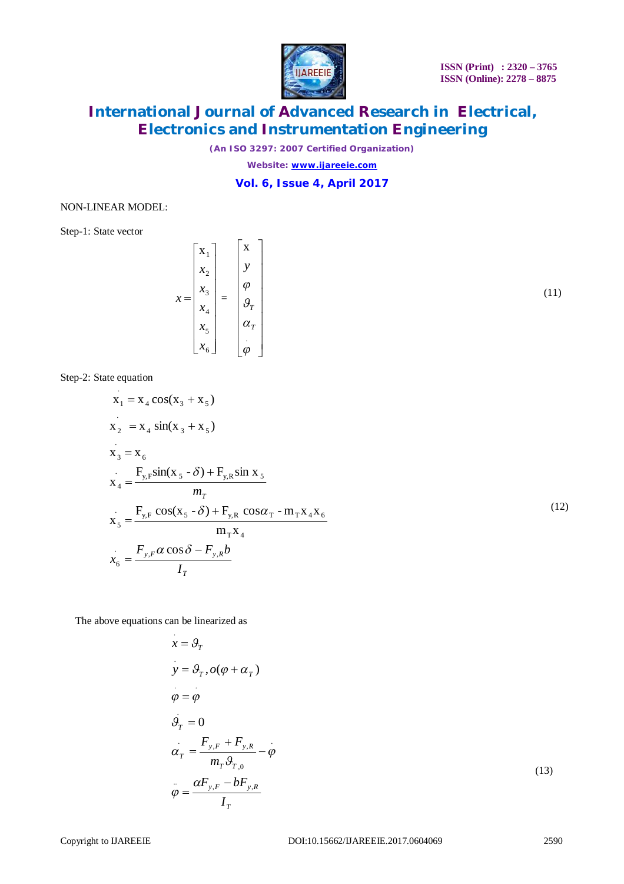NON-LINEAR MODEL:

Step-1: State vector

$$x = \begin{bmatrix} x_1 \\ x_2 \\ x_3 \\ x_4 \\ x_5 \\ x_6 \end{bmatrix} = \begin{bmatrix} x \\ y \\ \varphi \\ \vartheta_T \\ \alpha_T \\ \dot{\varphi} \end{bmatrix} \tag{11}$$

Step-2: State equation

$$\begin{aligned}
\dot{x}_1 &= x_4 \cos(x_3 + x_5) \\
\dot{x}_2 &= x_4 \sin(x_3 + x_5) \\
\dot{x}_3 &= x_6 \\
\dot{x}_4 &= \frac{F_{y,F}\sin(x_5 - \delta) + F_{y,R}\sin x_5}{m_T} \\
\dot{x}_5 &= \frac{F_{y,F}\cos(x_5 - \delta) + F_{y,R}\cos\alpha_T - m_T x_4 x_6}{m_T x_4} \\
\dot{x}_6 &= \frac{F_{y,F}\alpha\cos\delta - F_{y,R} b}{I_T}
\end{aligned} \tag{12}$$

The above equations can be linearized as

$$\begin{aligned}
\dot{x} &= \vartheta_T \\
\dot{y} &= \vartheta_T, o(\varphi + \alpha_T) \\
\dot{\varphi} &= \dot{\varphi} \\
\dot{\vartheta}_T &= 0 \\
\dot{\alpha}_T &= \frac{F_{y,F} + F_{y,R}}{m_T \vartheta_{T,0}} - \dot{\varphi} \\
\ddot{\varphi} &= \frac{\alpha F_{y,F} - bF_{y,R}}{I_T}
\end{aligned} \tag{13}$$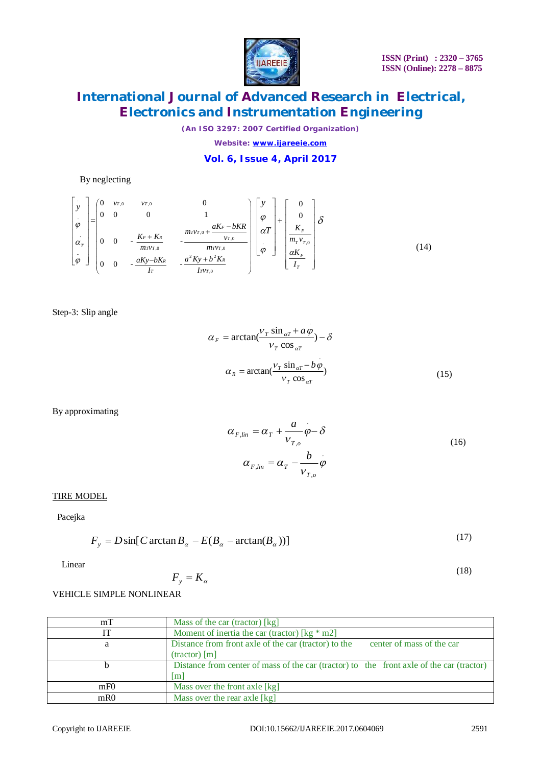By neglecting

$$\begin{bmatrix} \dot{y} \\ \dot{\varphi} \\ \dot{\alpha}_T \\ \ddot{\varphi} \end{bmatrix} = \begin{pmatrix} 0 & v_{T,0} & v_{T,0} & 0 \\ 0 & 0 & 0 & 1 \\ 0 & 0 & -\frac{K_F + K_R}{m_T v_{T,0}} & -\frac{m_T v_{T,0} + \frac{aK_F - bKR}{v_{T,0}}}{m_T v_{T,0}} \\ 0 & 0 & -\frac{aKy - bK_R}{I_T} & -\frac{a^2 Ky + b^2 K_R}{I_T v_{T,0}} \end{pmatrix} \begin{bmatrix} y \\ \varphi \\ \alpha T \\ \dot{\varphi} \end{bmatrix} + \begin{bmatrix} 0 \\ 0 \\ \frac{K_F}{m_T v_{T,0}} \\ \frac{\alpha K_F}{I_T} \end{bmatrix} \delta \tag{14}$$

Step-3: Slip angle

$$\alpha_F = \arctan\left(\frac{v_T \sin_{\alpha T} + a\dot{\varphi}}{v_T \cos_{\alpha T}}\right) - \delta$$

$$\alpha_R = \arctan\left(\frac{v_T \sin_{\alpha T} - b\dot{\varphi}}{v_T \cos_{\alpha T}}\right) \tag{15}$$

By approximating

$$\alpha_{F,lin} = \alpha_T + \frac{a}{v_{T,o}}\dot{\varphi} - \delta$$

$$\alpha_{F,lin} = \alpha_T - \frac{b}{v_{T,o}}\dot{\varphi} \tag{16}$$

TIRE MODEL

Pacejka

$$F_y = D\sin[C\arctan B_\alpha - E(B_\alpha - \arctan(B_\alpha))] \tag{17}$$

Linear

$$F_y = K_\alpha \tag{18}$$

VEHICLE SIMPLE NONLINEAR

| mT | Mass of the car (tractor) [kg] |
|---|---|
| IT | Moment of inertia the car (tractor) [kg * m2] |
| a | Distance from front axle of the car (tractor) to the center of mass of the car (tractor) [m] |
| b | Distance from center of mass of the car (tractor) to the front axle of the car (tractor) [m] |
| mF0 | Mass over the front axle [kg] |
| mR0 | Mass over the rear axle [kg] |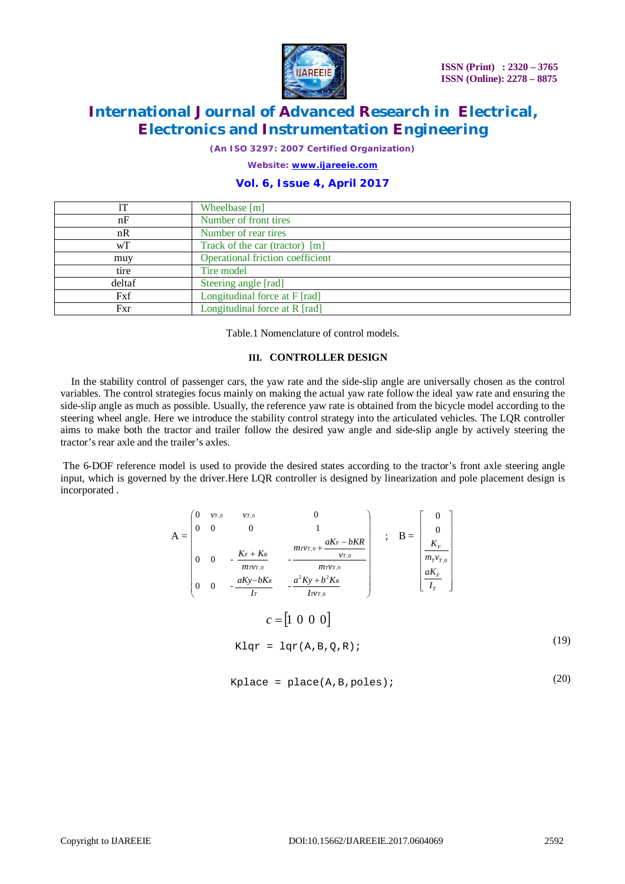| lT | Wheelbase [m] |
|---|---|
| nF | Number of front tires |
| nR | Number of rear tires |
| wT | Track of the car (tractor) [m] |
| muy | Operational friction coefficient |
| tire | Tire model |
| deltaf | Steering angle [rad] |
| Fxf | Longitudinal force at F [rad] |
| Fxr | Longitudinal force at R [rad] |

Table.1 Nomenclature of control models.

### III. CONTROLLER DESIGN

In the stability control of passenger cars, the yaw rate and the side-slip angle are universally chosen as the control variables. The control strategies focus mainly on making the actual yaw rate follow the ideal yaw rate and ensuring the side-slip angle as much as possible. Usually, the reference yaw rate is obtained from the bicycle model according to the steering wheel angle. Here we introduce the stability control strategy into the articulated vehicles. The LQR controller aims to make both the tractor and trailer follow the desired yaw angle and side-slip angle by actively steering the tractor's rear axle and the trailer's axles.

The 6-DOF reference model is used to provide the desired states according to the tractor's front axle steering angle input, which is governed by the driver.Here LQR controller is designed by linearization and pole placement design is incorporated .

$$A = \begin{pmatrix} 0 & v_{T,0} & v_{T,0} & 0 \\ 0 & 0 & 0 & 1 \\ 0 & 0 & -\dfrac{K_F + K_R}{m_T v_{T,0}} & -\dfrac{m_T v_{T,0} + \dfrac{aK_F - bKR}{v_{T,0}}}{m_T v_{T,0}} \\ 0 & 0 & -\dfrac{aKy - bK_R}{I_T} & -\dfrac{a^2 Ky + b^2 K_R}{I_T v_{T,0}} \end{pmatrix} \quad ; \quad B = \begin{bmatrix} 0 \\ 0 \\ \dfrac{K_F}{m_T v_{T,0}} \\ \dfrac{aK_F}{I_T} \end{bmatrix}$$

$$c = \begin{bmatrix} 1 & 0 & 0 & 0 \end{bmatrix}$$

```
Klqr = lqr(A,B,Q,R);
```
(19)

```
Kplace = place(A,B,poles);
```
(20)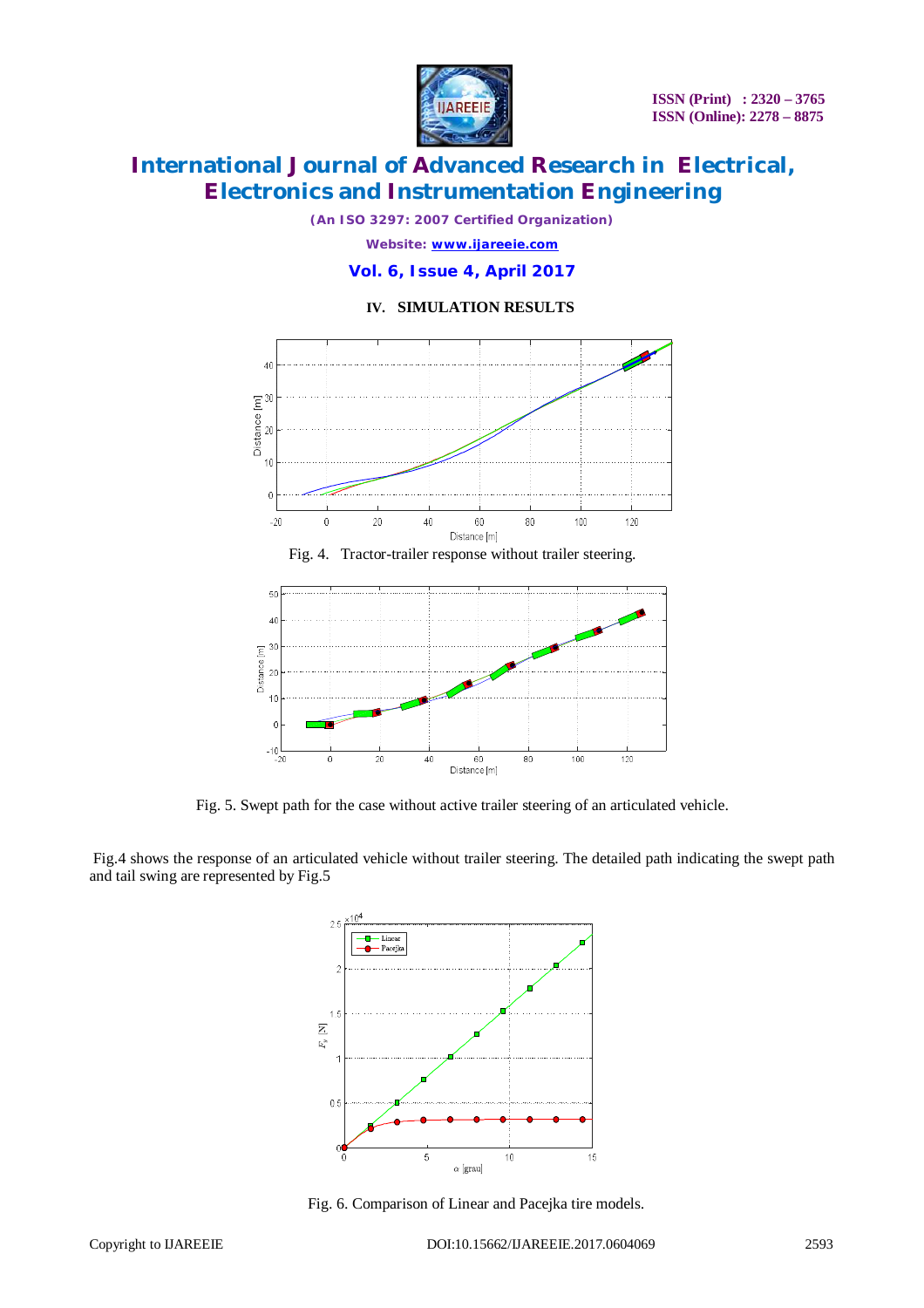## IV. SIMULATION RESULTS

Fig. 4. Tractor-trailer response without trailer steering.

Fig. 5. Swept path for the case without active trailer steering of an articulated vehicle.

Fig.4 shows the response of an articulated vehicle without trailer steering. The detailed path indicating the swept path and tail swing are represented by Fig.5

Fig. 6. Comparison of Linear and Pacejka tire models.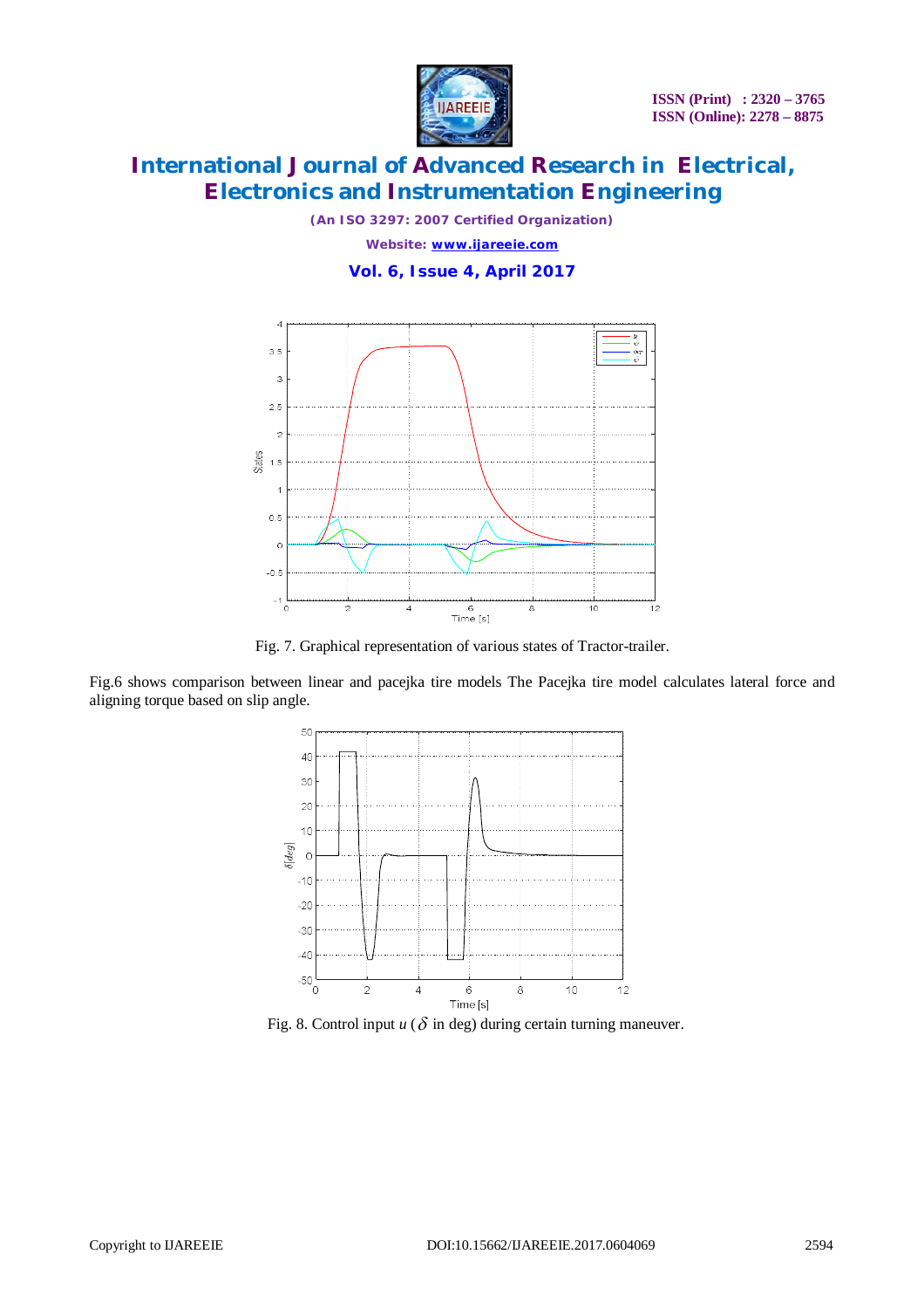Fig. 7. Graphical representation of various states of Tractor-trailer.

Fig.6 shows comparison between linear and pacejka tire models The Pacejka tire model calculates lateral force and aligning torque based on slip angle.

Fig. 8. Control input $u$ ($\delta$ in deg) during certain turning maneuver.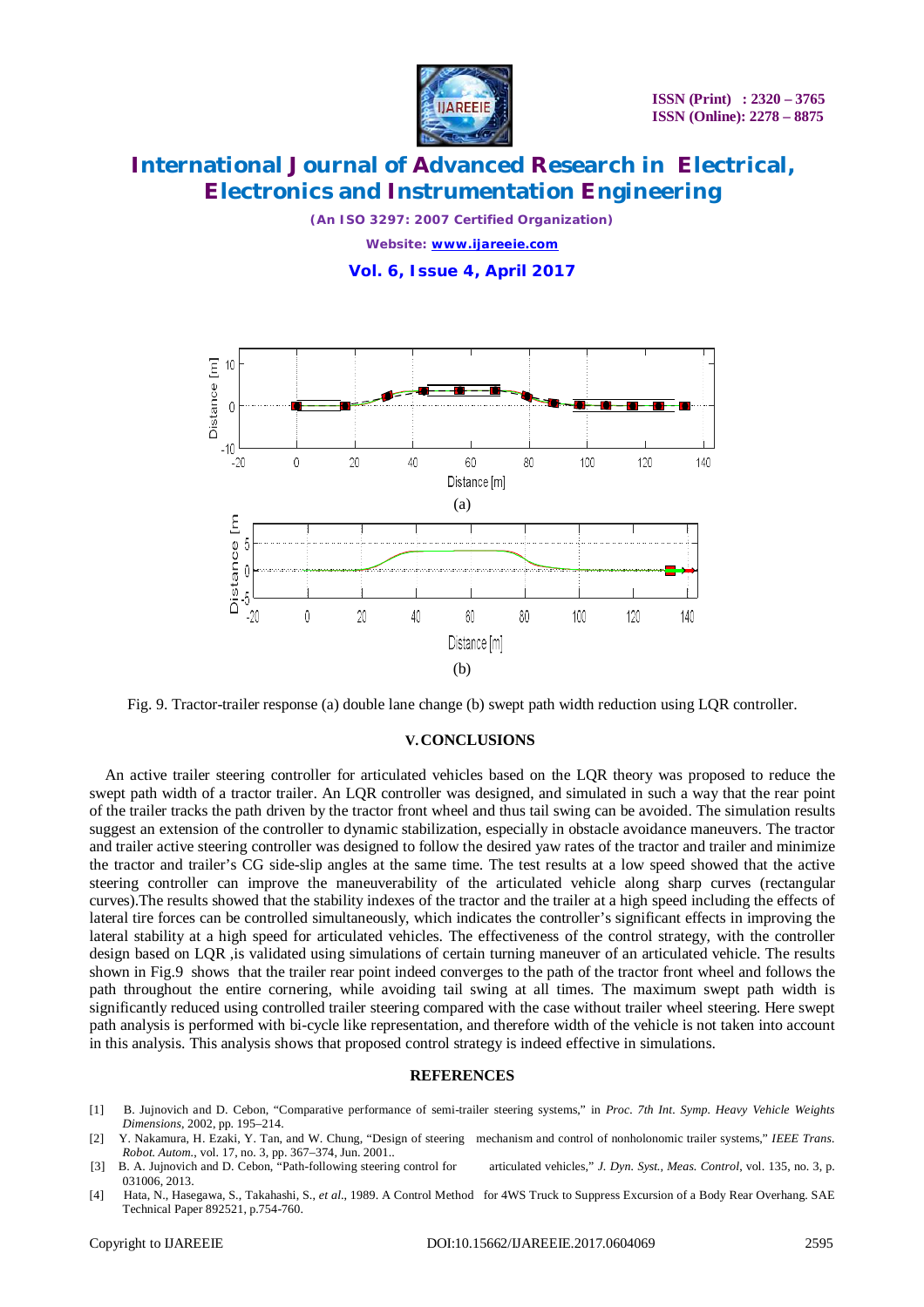Fig. 9. Tractor-trailer response (a) double lane change (b) swept path width reduction using LQR controller.

## V. CONCLUSIONS

An active trailer steering controller for articulated vehicles based on the LQR theory was proposed to reduce the swept path width of a tractor trailer. An LQR controller was designed, and simulated in such a way that the rear point of the trailer tracks the path driven by the tractor front wheel and thus tail swing can be avoided. The simulation results suggest an extension of the controller to dynamic stabilization, especially in obstacle avoidance maneuvers. The tractor and trailer active steering controller was designed to follow the desired yaw rates of the tractor and trailer and minimize the tractor and trailer's CG side-slip angles at the same time. The test results at a low speed showed that the active steering controller can improve the maneuverability of the articulated vehicle along sharp curves (rectangular curves).The results showed that the stability indexes of the tractor and the trailer at a high speed including the effects of lateral tire forces can be controlled simultaneously, which indicates the controller's significant effects in improving the lateral stability at a high speed for articulated vehicles. The effectiveness of the control strategy, with the controller design based on LQR ,is validated using simulations of certain turning maneuver of an articulated vehicle. The results shown in Fig.9 shows that the trailer rear point indeed converges to the path of the tractor front wheel and follows the path throughout the entire cornering, while avoiding tail swing at all times. The maximum swept path width is significantly reduced using controlled trailer steering compared with the case without trailer wheel steering. Here swept path analysis is performed with bi-cycle like representation, and therefore width of the vehicle is not taken into account in this analysis. This analysis shows that proposed control strategy is indeed effective in simulations.

## REFERENCES

[1] B. Jujnovich and D. Cebon, "Comparative performance of semi-trailer steering systems," in *Proc. 7th Int. Symp. Heavy Vehicle Weights Dimensions*, 2002, pp. 195–214.

[2] Y. Nakamura, H. Ezaki, Y. Tan, and W. Chung, "Design of steering mechanism and control of nonholonomic trailer systems," *IEEE Trans. Robot. Autom.*, vol. 17, no. 3, pp. 367–374, Jun. 2001..

[3] B. A. Jujnovich and D. Cebon, "Path-following steering control for articulated vehicles," *J. Dyn. Syst., Meas. Control*, vol. 135, no. 3, p. 031006, 2013.

[4] Hata, N., Hasegawa, S., Takahashi, S., *et al.*, 1989. A Control Method for 4WS Truck to Suppress Excursion of a Body Rear Overhang. SAE Technical Paper 892521, p.754-760.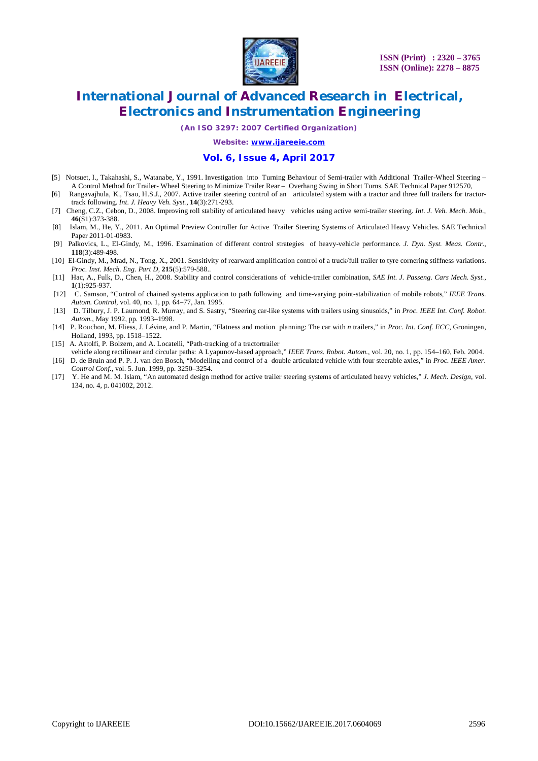[5] Notsuet, I., Takahashi, S., Watanabe, Y., 1991. Investigation into Turning Behaviour of Semi-trailer with Additional Trailer-Wheel Steering – A Control Method for Trailer- Wheel Steering to Minimize Trailer Rear – Overhang Swing in Short Turns. SAE Technical Paper 912570,

[6] Rangavajhula, K., Tsao, H.S.J., 2007. Active trailer steering control of an articulated system with a tractor and three full trailers for tractor-track following. *Int. J. Heavy Veh. Syst.*, **14**(3):271-293.

[7] Cheng, C.Z., Cebon, D., 2008. Improving roll stability of articulated heavy vehicles using active semi-trailer steering. *Int. J. Veh. Mech. Mob.*, **46**(S1):373-388.

[8] Islam, M., He, Y., 2011. An Optimal Preview Controller for Active Trailer Steering Systems of Articulated Heavy Vehicles. SAE Technical Paper 2011-01-0983.

[9] Palkovics, L., El-Gindy, M., 1996. Examination of different control strategies of heavy-vehicle performance. *J. Dyn. Syst. Meas. Contr.*, **118**(3):489-498.

[10] El-Gindy, M., Mrad, N., Tong, X., 2001. Sensitivity of rearward amplification control of a truck/full trailer to tyre cornering stiffness variations. *Proc. Inst. Mech. Eng. Part D*, **215**(5):579-588..

[11] Hac, A., Fulk, D., Chen, H., 2008. Stability and control considerations of vehicle-trailer combination, *SAE Int. J. Passeng. Cars Mech. Syst.*, **1**(1):925-937.

[12] C. Samson, "Control of chained systems application to path following and time-varying point-stabilization of mobile robots," *IEEE Trans. Autom. Control*, vol. 40, no. 1, pp. 64–77, Jan. 1995.

[13] D. Tilbury, J. P. Laumond, R. Murray, and S. Sastry, "Steering car-like systems with trailers using sinusoids," in *Proc. IEEE Int. Conf. Robot. Autom.*, May 1992, pp. 1993–1998.

[14] P. Rouchon, M. Fliess, J. Lévine, and P. Martin, "Flatness and motion planning: The car with *n* trailers," in *Proc. Int. Conf. ECC*, Groningen, Holland, 1993, pp. 1518–1522.

[15] A. Astolfi, P. Bolzern, and A. Locatelli, "Path-tracking of a tractortrailer vehicle along rectilinear and circular paths: A Lyapunov-based approach," *IEEE Trans. Robot. Autom.*, vol. 20, no. 1, pp. 154–160, Feb. 2004.

[16] D. de Bruin and P. P. J. van den Bosch, "Modelling and control of a double articulated vehicle with four steerable axles," in *Proc. IEEE Amer. Control Conf.*, vol. 5. Jun. 1999, pp. 3250–3254.

[17] Y. He and M. M. Islam, "An automated design method for active trailer steering systems of articulated heavy vehicles," *J. Mech. Design*, vol. 134, no. 4, p. 041002, 2012.